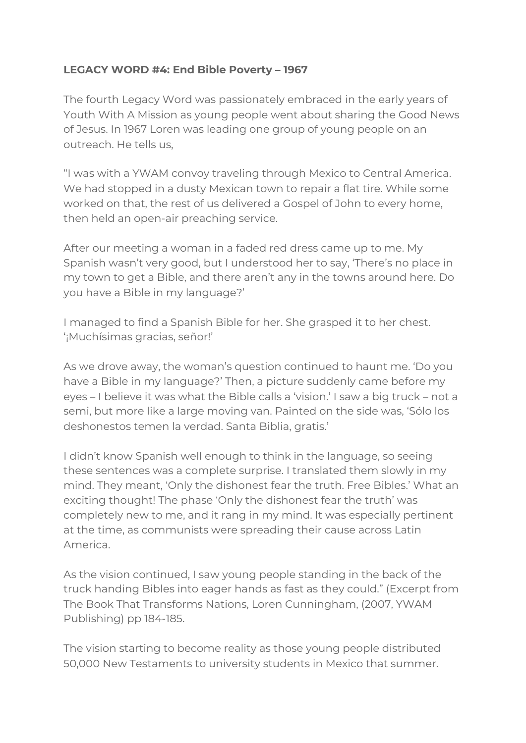**LEGACY WORD #4: End Bible Poverty – 1967**

The fourth Legacy Word was passionately embraced in the early years of Youth With A Mission as young people went about sharing the Good News of Jesus. In 1967 Loren was leading one group of young people on an outreach. He tells us,

"I was with a YWAM convoy traveling through Mexico to Central America. We had stopped in a dusty Mexican town to repair a flat tire. While some worked on that, the rest of us delivered a Gospel of John to every home, then held an open-air preaching service.

After our meeting a woman in a faded red dress came up to me. My Spanish wasn't very good, but I understood her to say, 'There's no place in my town to get a Bible, and there aren't any in the towns around here. Do you have a Bible in my language?'

I managed to find a Spanish Bible for her. She grasped it to her chest. '¡Muchísimas gracias, señor!'

As we drove away, the woman's question continued to haunt me. 'Do you have a Bible in my language?' Then, a picture suddenly came before my eyes – I believe it was what the Bible calls a 'vision.' I saw a big truck – not a semi, but more like a large moving van. Painted on the side was, 'Sólo los deshonestos temen la verdad. Santa Biblia, gratis.'

I didn't know Spanish well enough to think in the language, so seeing these sentences was a complete surprise. I translated them slowly in my mind. They meant, 'Only the dishonest fear the truth. Free Bibles.' What an exciting thought! The phase 'Only the dishonest fear the truth' was completely new to me, and it rang in my mind. It was especially pertinent at the time, as communists were spreading their cause across Latin America.

As the vision continued, I saw young people standing in the back of the truck handing Bibles into eager hands as fast as they could." (Excerpt from The Book That Transforms Nations, Loren Cunningham, (2007, YWAM Publishing) pp 184-185.

The vision starting to become reality as those young people distributed 50,000 New Testaments to university students in Mexico that summer.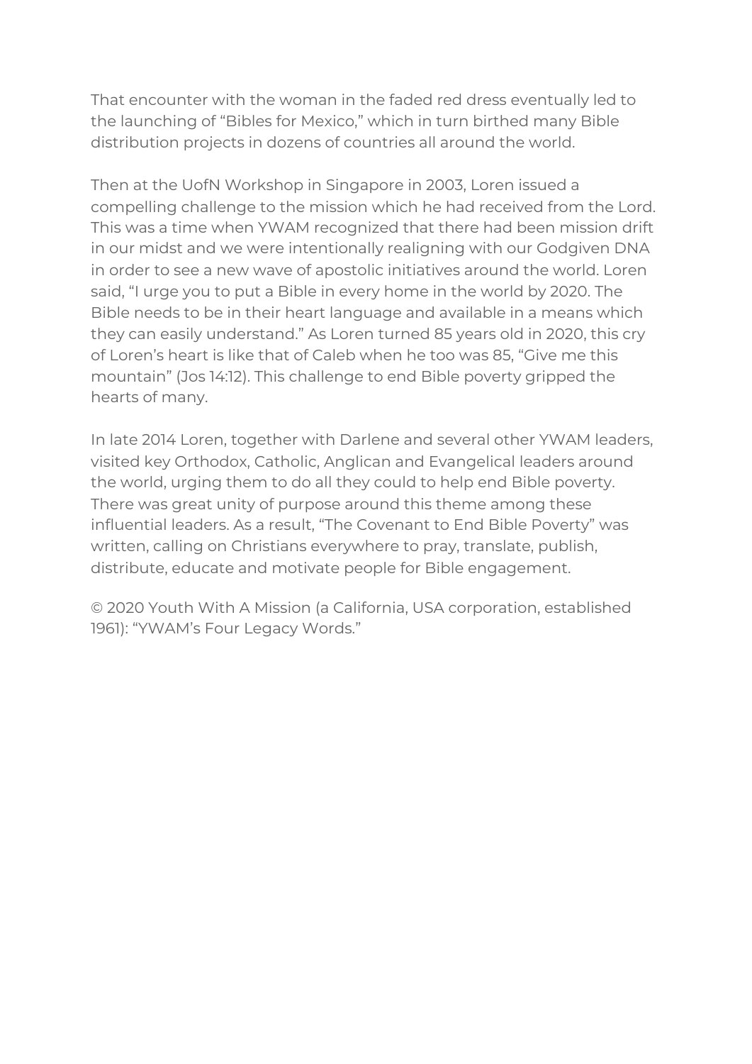That encounter with the woman in the faded red dress eventually led to the launching of "Bibles for Mexico," which in turn birthed many Bible distribution projects in dozens of countries all around the world.

Then at the UofN Workshop in Singapore in 2003, Loren issued a compelling challenge to the mission which he had received from the Lord. This was a time when YWAM recognized that there had been mission drift in our midst and we were intentionally realigning with our Godgiven DNA in order to see a new wave of apostolic initiatives around the world. Loren said, "I urge you to put a Bible in every home in the world by 2020. The Bible needs to be in their heart language and available in a means which they can easily understand." As Loren turned 85 years old in 2020, this cry of Loren's heart is like that of Caleb when he too was 85, "Give me this mountain" (Jos 14:12). This challenge to end Bible poverty gripped the hearts of many.

In late 2014 Loren, together with Darlene and several other YWAM leaders, visited key Orthodox, Catholic, Anglican and Evangelical leaders around the world, urging them to do all they could to help end Bible poverty. There was great unity of purpose around this theme among these influential leaders. As a result, "The Covenant to End Bible Poverty" was written, calling on Christians everywhere to pray, translate, publish, distribute, educate and motivate people for Bible engagement.

© 2020 Youth With A Mission (a California, USA corporation, established 1961): "YWAM's Four Legacy Words."